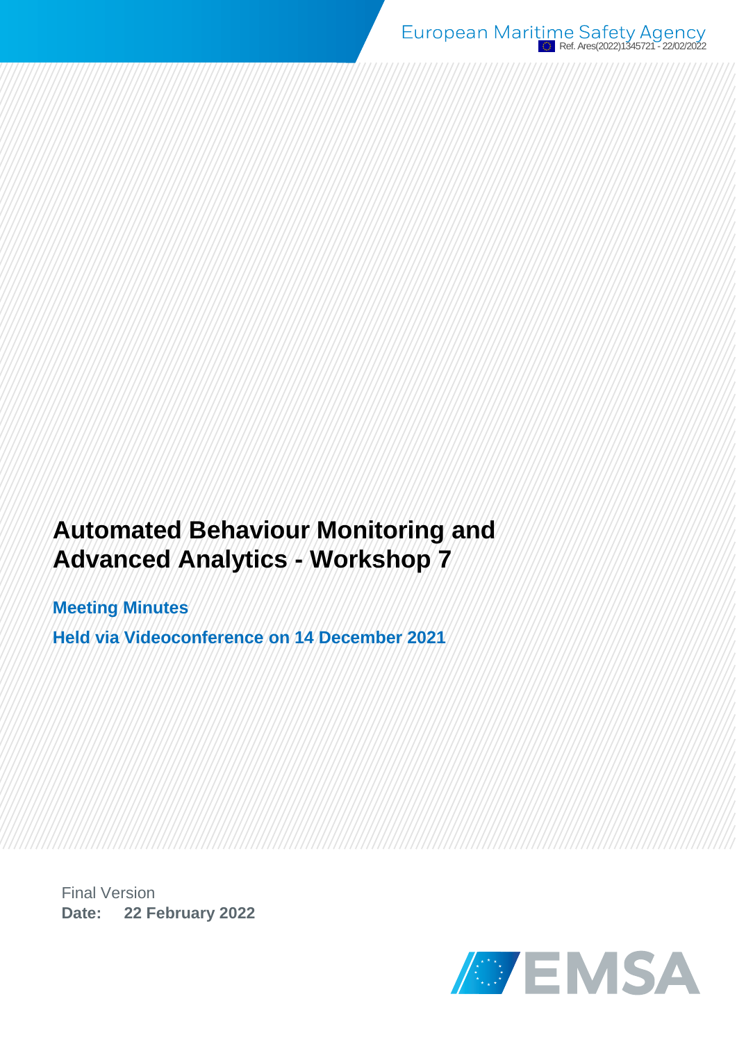European Maritime Safety Agency

Ref. Ares(2022)1345721 - 22/02/2022

# Automated Behaviour Monitoring and Advanced Analytics - Workshop 7

## Meeting Minutes

## Held via Videoconference on 14 December 2021

Final Version

**Date: 22 February 2022**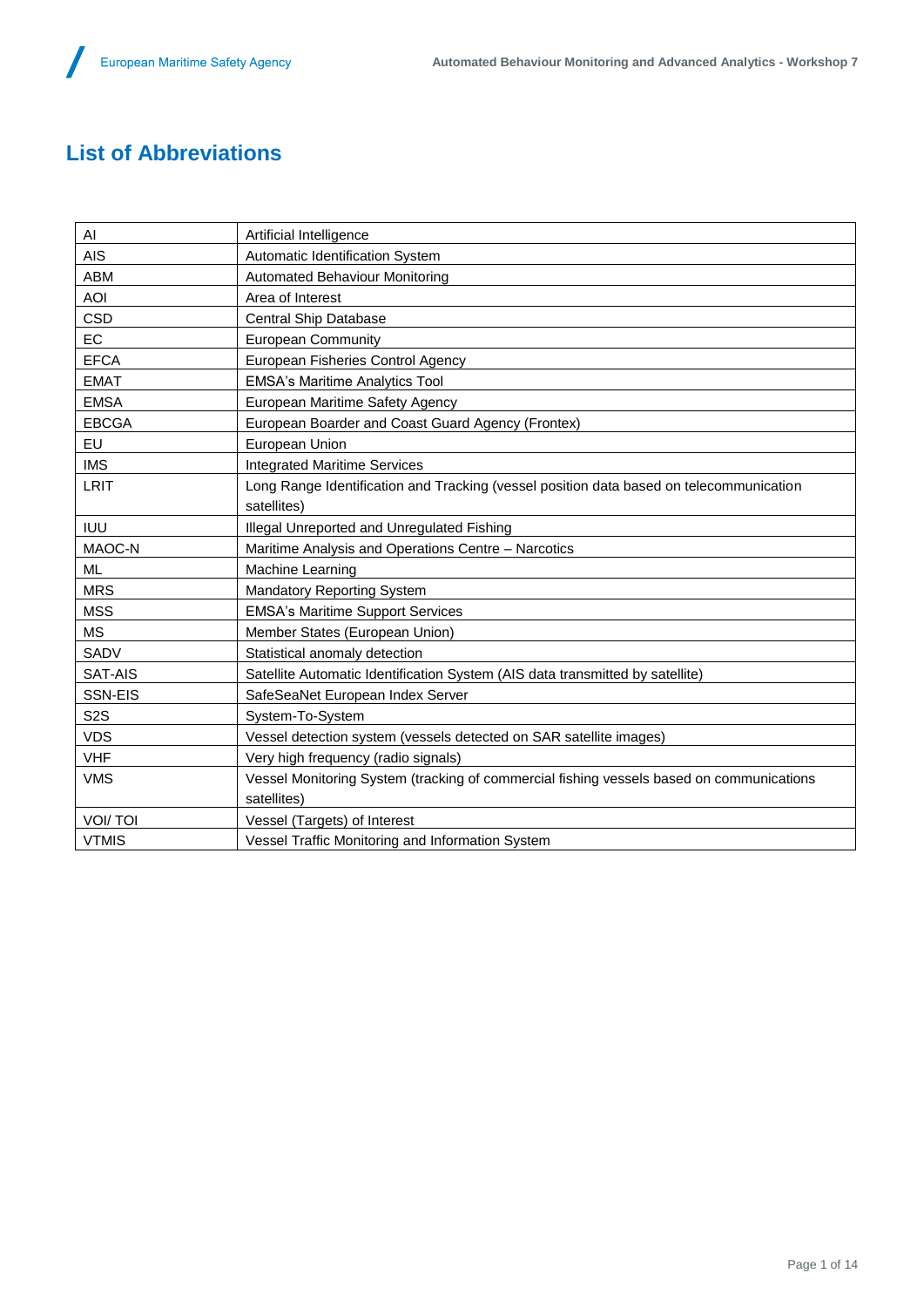## List of Abbreviations

| | |
|---|---|
| AI | Artificial Intelligence |
| AIS | Automatic Identification System |
| ABM | Automated Behaviour Monitoring |
| AOI | Area of Interest |
| CSD | Central Ship Database |
| EC | European Community |
| EFCA | European Fisheries Control Agency |
| EMAT | EMSA's Maritime Analytics Tool |
| EMSA | European Maritime Safety Agency |
| EBCGA | European Boarder and Coast Guard Agency (Frontex) |
| EU | European Union |
| IMS | Integrated Maritime Services |
| LRIT | Long Range Identification and Tracking (vessel position data based on telecommunication satellites) |
| IUU | Illegal Unreported and Unregulated Fishing |
| MAOC-N | Maritime Analysis and Operations Centre – Narcotics |
| ML | Machine Learning |
| MRS | Mandatory Reporting System |
| MSS | EMSA's Maritime Support Services |
| MS | Member States (European Union) |
| SADV | Statistical anomaly detection |
| SAT-AIS | Satellite Automatic Identification System (AIS data transmitted by satellite) |
| SSN-EIS | SafeSeaNet European Index Server |
| S2S | System-To-System |
| VDS | Vessel detection system (vessels detected on SAR satellite images) |
| VHF | Very high frequency (radio signals) |
| VMS | Vessel Monitoring System (tracking of commercial fishing vessels based on communications satellites) |
| VOI/ TOI | Vessel (Targets) of Interest |
| VTMIS | Vessel Traffic Monitoring and Information System |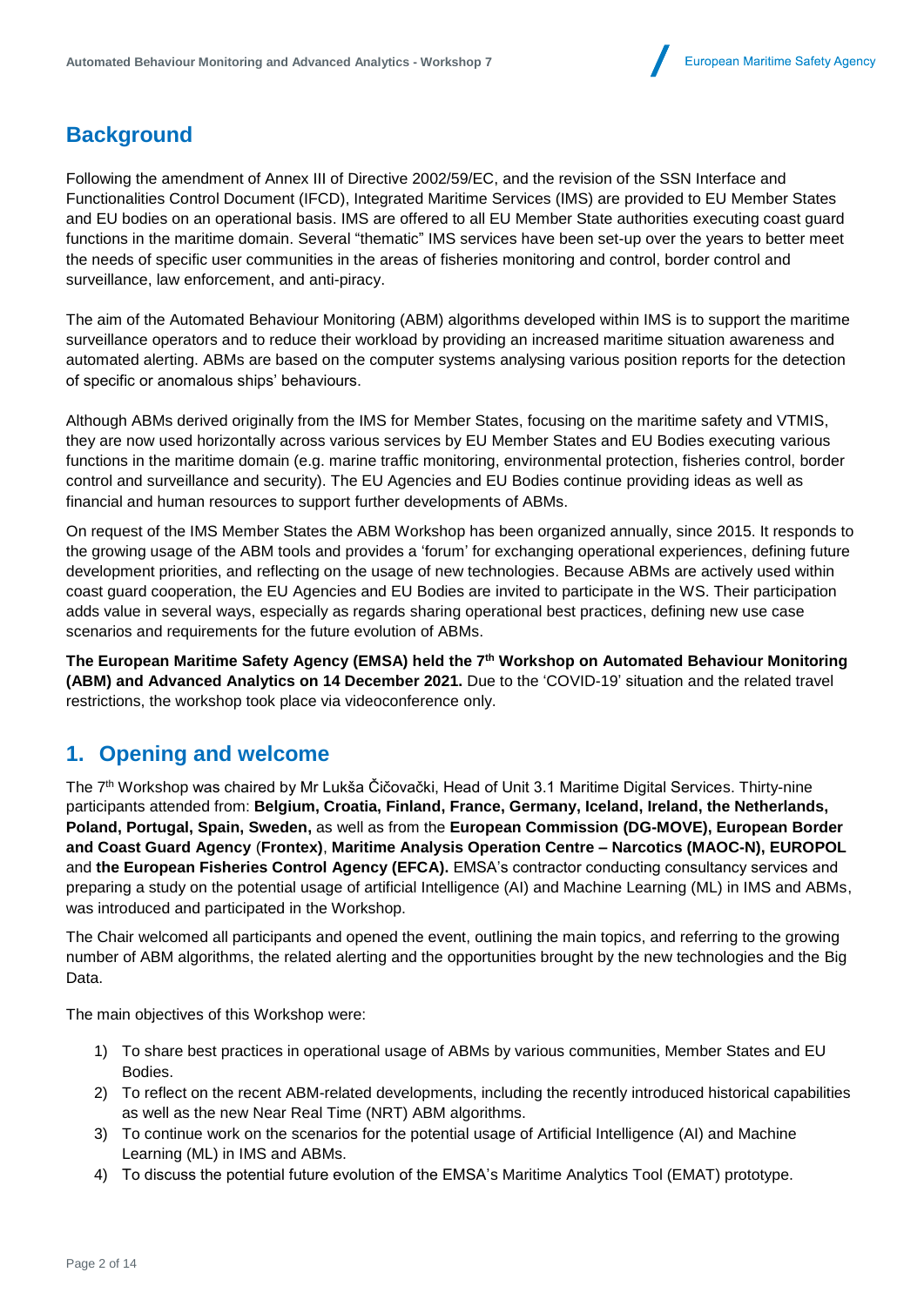## Background

Following the amendment of Annex III of Directive 2002/59/EC, and the revision of the SSN Interface and Functionalities Control Document (IFCD), Integrated Maritime Services (IMS) are provided to EU Member States and EU bodies on an operational basis. IMS are offered to all EU Member State authorities executing coast guard functions in the maritime domain. Several "thematic" IMS services have been set-up over the years to better meet the needs of specific user communities in the areas of fisheries monitoring and control, border control and surveillance, law enforcement, and anti-piracy.

The aim of the Automated Behaviour Monitoring (ABM) algorithms developed within IMS is to support the maritime surveillance operators and to reduce their workload by providing an increased maritime situation awareness and automated alerting. ABMs are based on the computer systems analysing various position reports for the detection of specific or anomalous ships' behaviours.

Although ABMs derived originally from the IMS for Member States, focusing on the maritime safety and VTMIS, they are now used horizontally across various services by EU Member States and EU Bodies executing various functions in the maritime domain (e.g. marine traffic monitoring, environmental protection, fisheries control, border control and surveillance and security). The EU Agencies and EU Bodies continue providing ideas as well as financial and human resources to support further developments of ABMs.

On request of the IMS Member States the ABM Workshop has been organized annually, since 2015. It responds to the growing usage of the ABM tools and provides a 'forum' for exchanging operational experiences, defining future development priorities, and reflecting on the usage of new technologies. Because ABMs are actively used within coast guard cooperation, the EU Agencies and EU Bodies are invited to participate in the WS. Their participation adds value in several ways, especially as regards sharing operational best practices, defining new use case scenarios and requirements for the future evolution of ABMs.

**The European Maritime Safety Agency (EMSA) held the 7th Workshop on Automated Behaviour Monitoring (ABM) and Advanced Analytics on 14 December 2021.** Due to the 'COVID-19' situation and the related travel restrictions, the workshop took place via videoconference only.

## 1. Opening and welcome

The 7th Workshop was chaired by Mr Lukša Čičovački, Head of Unit 3.1 Maritime Digital Services. Thirty-nine participants attended from: **Belgium, Croatia, Finland, France, Germany, Iceland, Ireland, the Netherlands, Poland, Portugal, Spain, Sweden,** as well as from the **European Commission (DG-MOVE), European Border and Coast Guard Agency** (**Frontex**), **Maritime Analysis Operation Centre – Narcotics (MAOC-N), EUROPOL** and **the European Fisheries Control Agency (EFCA).** EMSA's contractor conducting consultancy services and preparing a study on the potential usage of artificial Intelligence (AI) and Machine Learning (ML) in IMS and ABMs, was introduced and participated in the Workshop.

The Chair welcomed all participants and opened the event, outlining the main topics, and referring to the growing number of ABM algorithms, the related alerting and the opportunities brought by the new technologies and the Big Data.

The main objectives of this Workshop were:

1) To share best practices in operational usage of ABMs by various communities, Member States and EU Bodies.
2) To reflect on the recent ABM-related developments, including the recently introduced historical capabilities as well as the new Near Real Time (NRT) ABM algorithms.
3) To continue work on the scenarios for the potential usage of Artificial Intelligence (AI) and Machine Learning (ML) in IMS and ABMs.
4) To discuss the potential future evolution of the EMSA's Maritime Analytics Tool (EMAT) prototype.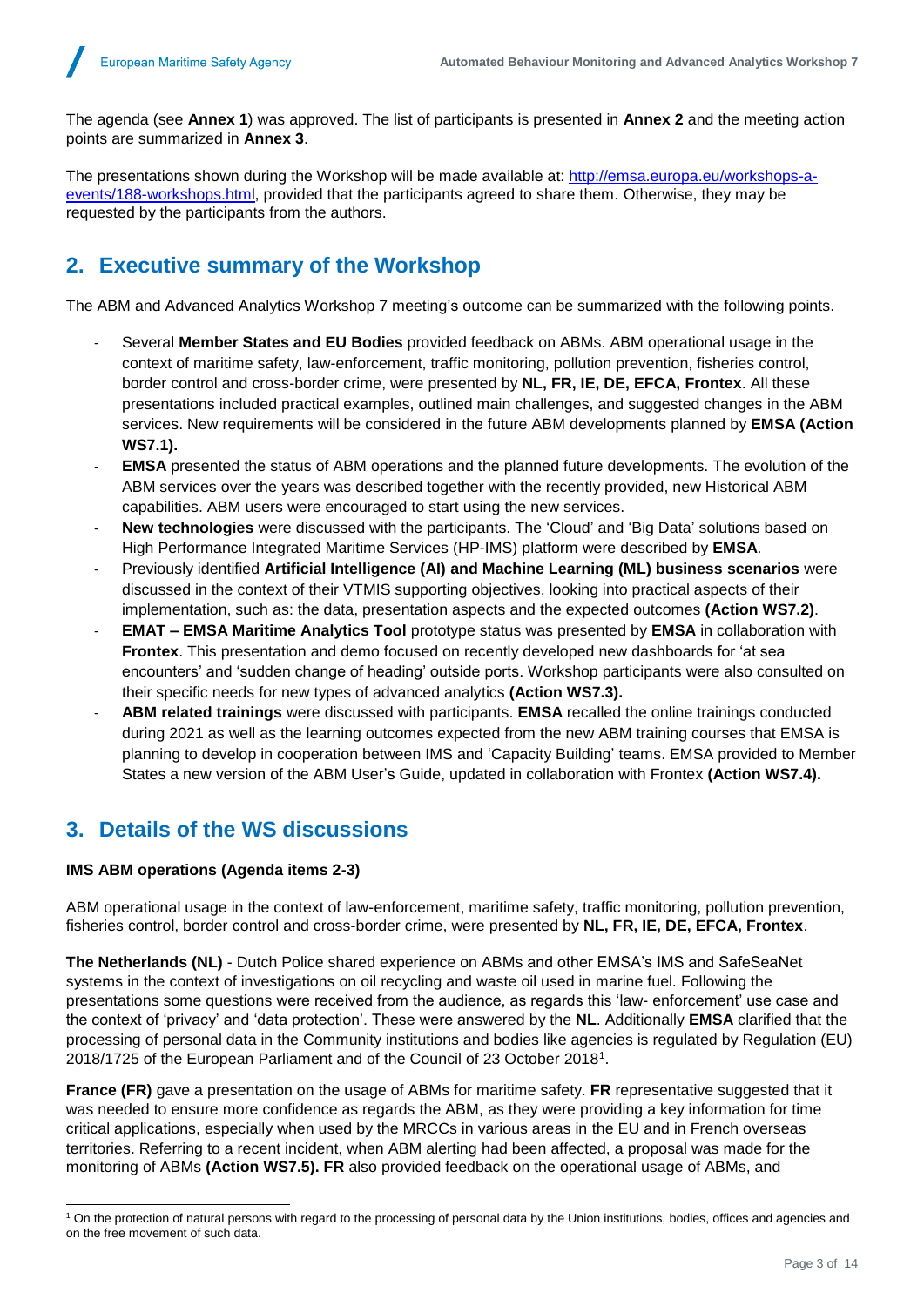The agenda (see **Annex 1**) was approved. The list of participants is presented in **Annex 2** and the meeting action points are summarized in **Annex 3**.

The presentations shown during the Workshop will be made available at: [http://emsa.europa.eu/workshops-a-events/188-workshops.html](http://emsa.europa.eu/workshops-a-events/188-workshops.html), provided that the participants agreed to share them. Otherwise, they may be requested by the participants from the authors.

## 2. Executive summary of the Workshop

The ABM and Advanced Analytics Workshop 7 meeting's outcome can be summarized with the following points.

- Several **Member States and EU Bodies** provided feedback on ABMs. ABM operational usage in the context of maritime safety, law-enforcement, traffic monitoring, pollution prevention, fisheries control, border control and cross-border crime, were presented by **NL, FR, IE, DE, EFCA, Frontex**. All these presentations included practical examples, outlined main challenges, and suggested changes in the ABM services. New requirements will be considered in the future ABM developments planned by **EMSA (Action WS7.1).**
- **EMSA** presented the status of ABM operations and the planned future developments. The evolution of the ABM services over the years was described together with the recently provided, new Historical ABM capabilities. ABM users were encouraged to start using the new services.
- **New technologies** were discussed with the participants. The 'Cloud' and 'Big Data' solutions based on High Performance Integrated Maritime Services (HP-IMS) platform were described by **EMSA**.
- Previously identified **Artificial Intelligence (AI) and Machine Learning (ML) business scenarios** were discussed in the context of their VTMIS supporting objectives, looking into practical aspects of their implementation, such as: the data, presentation aspects and the expected outcomes **(Action WS7.2)**.
- **EMAT – EMSA Maritime Analytics Tool** prototype status was presented by **EMSA** in collaboration with **Frontex**. This presentation and demo focused on recently developed new dashboards for 'at sea encounters' and 'sudden change of heading' outside ports. Workshop participants were also consulted on their specific needs for new types of advanced analytics **(Action WS7.3).**
- **ABM related trainings** were discussed with participants. **EMSA** recalled the online trainings conducted during 2021 as well as the learning outcomes expected from the new ABM training courses that EMSA is planning to develop in cooperation between IMS and 'Capacity Building' teams. EMSA provided to Member States a new version of the ABM User's Guide, updated in collaboration with Frontex **(Action WS7.4).**

## 3. Details of the WS discussions

**IMS ABM operations (Agenda items 2-3)**

ABM operational usage in the context of law-enforcement, maritime safety, traffic monitoring, pollution prevention, fisheries control, border control and cross-border crime, were presented by **NL, FR, IE, DE, EFCA, Frontex**.

**The Netherlands (NL)** - Dutch Police shared experience on ABMs and other EMSA's IMS and SafeSeaNet systems in the context of investigations on oil recycling and waste oil used in marine fuel. Following the presentations some questions were received from the audience, as regards this 'law- enforcement' use case and the context of 'privacy' and 'data protection'. These were answered by the **NL**. Additionally **EMSA** clarified that the processing of personal data in the Community institutions and bodies like agencies is regulated by Regulation (EU) 2018/1725 of the European Parliament and of the Council of 23 October 2018[1].

**France (FR)** gave a presentation on the usage of ABMs for maritime safety. **FR** representative suggested that it was needed to ensure more confidence as regards the ABM, as they were providing a key information for time critical applications, especially when used by the MRCCs in various areas in the EU and in French overseas territories. Referring to a recent incident, when ABM alerting had been affected, a proposal was made for the monitoring of ABMs **(Action WS7.5). FR** also provided feedback on the operational usage of ABMs, and

[1] On the protection of natural persons with regard to the processing of personal data by the Union institutions, bodies, offices and agencies and on the free movement of such data.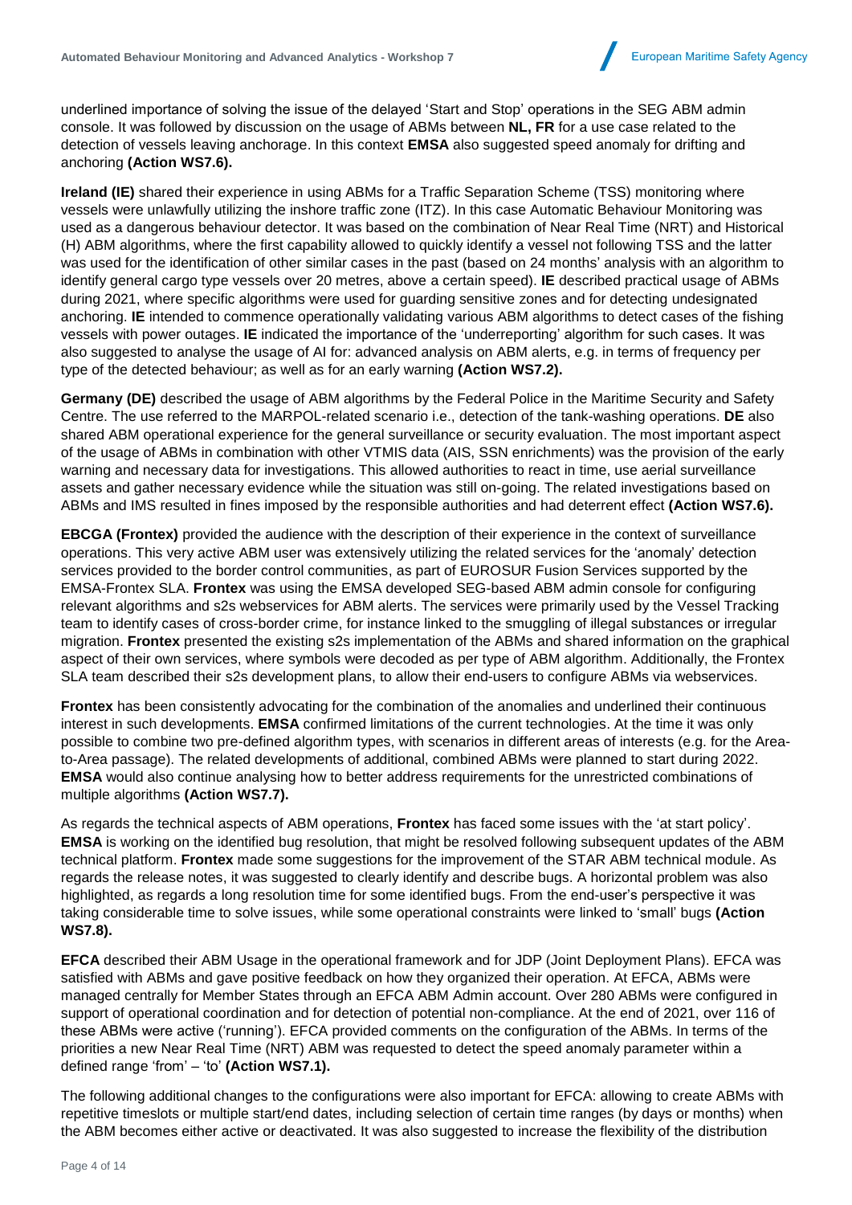underlined importance of solving the issue of the delayed 'Start and Stop' operations in the SEG ABM admin console. It was followed by discussion on the usage of ABMs between **NL, FR** for a use case related to the detection of vessels leaving anchorage. In this context **EMSA** also suggested speed anomaly for drifting and anchoring **(Action WS7.6).**

**Ireland (IE)** shared their experience in using ABMs for a Traffic Separation Scheme (TSS) monitoring where vessels were unlawfully utilizing the inshore traffic zone (ITZ). In this case Automatic Behaviour Monitoring was used as a dangerous behaviour detector. It was based on the combination of Near Real Time (NRT) and Historical (H) ABM algorithms, where the first capability allowed to quickly identify a vessel not following TSS and the latter was used for the identification of other similar cases in the past (based on 24 months' analysis with an algorithm to identify general cargo type vessels over 20 metres, above a certain speed). **IE** described practical usage of ABMs during 2021, where specific algorithms were used for guarding sensitive zones and for detecting undesignated anchoring. **IE** intended to commence operationally validating various ABM algorithms to detect cases of the fishing vessels with power outages. **IE** indicated the importance of the 'underreporting' algorithm for such cases. It was also suggested to analyse the usage of AI for: advanced analysis on ABM alerts, e.g. in terms of frequency per type of the detected behaviour; as well as for an early warning **(Action WS7.2).**

**Germany (DE)** described the usage of ABM algorithms by the Federal Police in the Maritime Security and Safety Centre. The use referred to the MARPOL-related scenario i.e., detection of the tank-washing operations. **DE** also shared ABM operational experience for the general surveillance or security evaluation. The most important aspect of the usage of ABMs in combination with other VTMIS data (AIS, SSN enrichments) was the provision of the early warning and necessary data for investigations. This allowed authorities to react in time, use aerial surveillance assets and gather necessary evidence while the situation was still on-going. The related investigations based on ABMs and IMS resulted in fines imposed by the responsible authorities and had deterrent effect **(Action WS7.6).**

**EBCGA (Frontex)** provided the audience with the description of their experience in the context of surveillance operations. This very active ABM user was extensively utilizing the related services for the 'anomaly' detection services provided to the border control communities, as part of EUROSUR Fusion Services supported by the EMSA-Frontex SLA. **Frontex** was using the EMSA developed SEG-based ABM admin console for configuring relevant algorithms and s2s webservices for ABM alerts. The services were primarily used by the Vessel Tracking team to identify cases of cross-border crime, for instance linked to the smuggling of illegal substances or irregular migration. **Frontex** presented the existing s2s implementation of the ABMs and shared information on the graphical aspect of their own services, where symbols were decoded as per type of ABM algorithm. Additionally, the Frontex SLA team described their s2s development plans, to allow their end-users to configure ABMs via webservices.

**Frontex** has been consistently advocating for the combination of the anomalies and underlined their continuous interest in such developments. **EMSA** confirmed limitations of the current technologies. At the time it was only possible to combine two pre-defined algorithm types, with scenarios in different areas of interests (e.g. for the Area-to-Area passage). The related developments of additional, combined ABMs were planned to start during 2022. **EMSA** would also continue analysing how to better address requirements for the unrestricted combinations of multiple algorithms **(Action WS7.7).**

As regards the technical aspects of ABM operations, **Frontex** has faced some issues with the 'at start policy'. **EMSA** is working on the identified bug resolution, that might be resolved following subsequent updates of the ABM technical platform. **Frontex** made some suggestions for the improvement of the STAR ABM technical module. As regards the release notes, it was suggested to clearly identify and describe bugs. A horizontal problem was also highlighted, as regards a long resolution time for some identified bugs. From the end-user's perspective it was taking considerable time to solve issues, while some operational constraints were linked to 'small' bugs **(Action WS7.8).**

**EFCA** described their ABM Usage in the operational framework and for JDP (Joint Deployment Plans). EFCA was satisfied with ABMs and gave positive feedback on how they organized their operation. At EFCA, ABMs were managed centrally for Member States through an EFCA ABM Admin account. Over 280 ABMs were configured in support of operational coordination and for detection of potential non-compliance. At the end of 2021, over 116 of these ABMs were active ('running'). EFCA provided comments on the configuration of the ABMs. In terms of the priorities a new Near Real Time (NRT) ABM was requested to detect the speed anomaly parameter within a defined range 'from' – 'to' **(Action WS7.1).**

The following additional changes to the configurations were also important for EFCA: allowing to create ABMs with repetitive timeslots or multiple start/end dates, including selection of certain time ranges (by days or months) when the ABM becomes either active or deactivated. It was also suggested to increase the flexibility of the distribution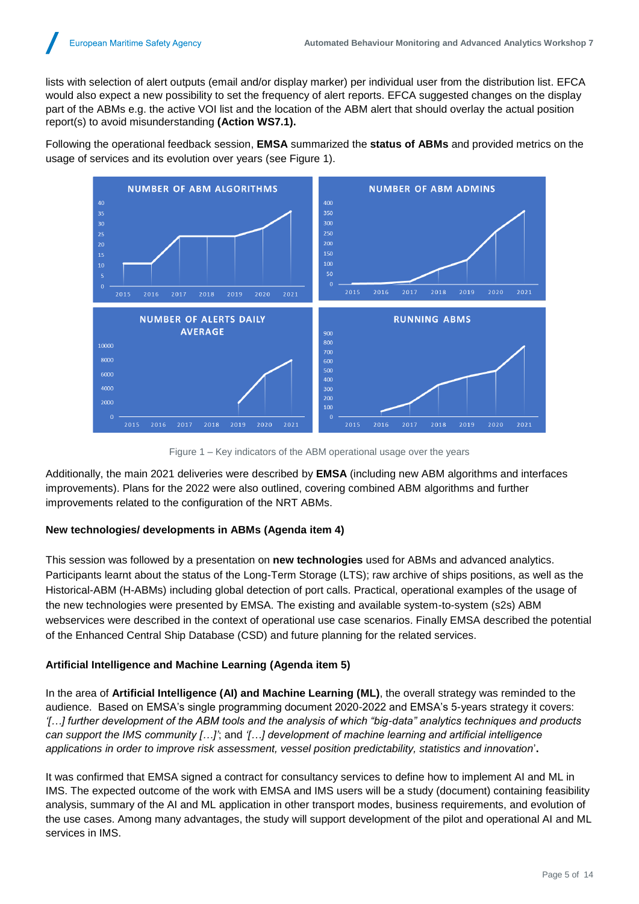lists with selection of alert outputs (email and/or display marker) per individual user from the distribution list. EFCA would also expect a new possibility to set the frequency of alert reports. EFCA suggested changes on the display part of the ABMs e.g. the active VOI list and the location of the ABM alert that should overlay the actual position report(s) to avoid misunderstanding **(Action WS7.1).**

Following the operational feedback session, **EMSA** summarized the **status of ABMs** and provided metrics on the usage of services and its evolution over years (see Figure 1).

Figure 1 – Key indicators of the ABM operational usage over the years

Additionally, the main 2021 deliveries were described by **EMSA** (including new ABM algorithms and interfaces improvements). Plans for the 2022 were also outlined, covering combined ABM algorithms and further improvements related to the configuration of the NRT ABMs.

**New technologies/ developments in ABMs (Agenda item 4)**

This session was followed by a presentation on **new technologies** used for ABMs and advanced analytics. Participants learnt about the status of the Long-Term Storage (LTS); raw archive of ships positions, as well as the Historical-ABM (H-ABMs) including global detection of port calls. Practical, operational examples of the usage of the new technologies were presented by EMSA. The existing and available system-to-system (s2s) ABM webservices were described in the context of operational use case scenarios. Finally EMSA described the potential of the Enhanced Central Ship Database (CSD) and future planning for the related services.

**Artificial Intelligence and Machine Learning (Agenda item 5)**

In the area of **Artificial Intelligence (AI) and Machine Learning (ML)**, the overall strategy was reminded to the audience. Based on EMSA's single programming document 2020-2022 and EMSA's 5-years strategy it covers: *'[…] further development of the ABM tools and the analysis of which "big-data" analytics techniques and products can support the IMS community […]'*; and *'[…] development of machine learning and artificial intelligence applications in order to improve risk assessment, vessel position predictability, statistics and innovation*'**.**

It was confirmed that EMSA signed a contract for consultancy services to define how to implement AI and ML in IMS. The expected outcome of the work with EMSA and IMS users will be a study (document) containing feasibility analysis, summary of the AI and ML application in other transport modes, business requirements, and evolution of the use cases. Among many advantages, the study will support development of the pilot and operational AI and ML services in IMS.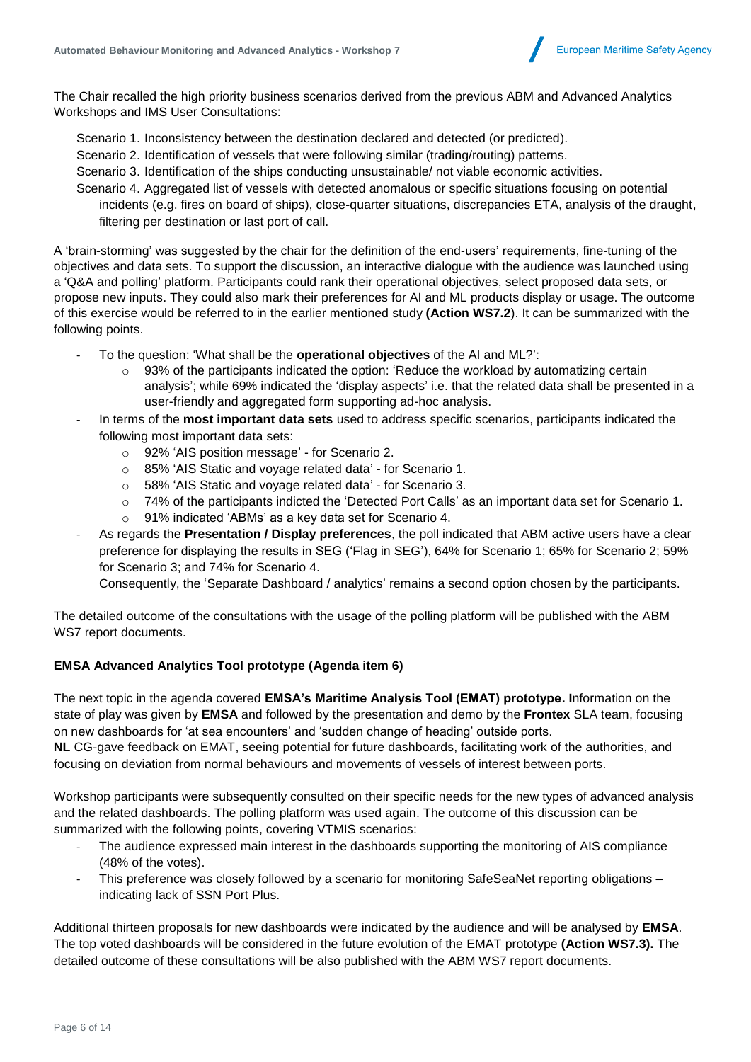The Chair recalled the high priority business scenarios derived from the previous ABM and Advanced Analytics Workshops and IMS User Consultations:

Scenario 1. Inconsistency between the destination declared and detected (or predicted).

Scenario 2. Identification of vessels that were following similar (trading/routing) patterns.

Scenario 3. Identification of the ships conducting unsustainable/ not viable economic activities.

Scenario 4. Aggregated list of vessels with detected anomalous or specific situations focusing on potential incidents (e.g. fires on board of ships), close-quarter situations, discrepancies ETA, analysis of the draught, filtering per destination or last port of call.

A 'brain-storming' was suggested by the chair for the definition of the end-users' requirements, fine-tuning of the objectives and data sets. To support the discussion, an interactive dialogue with the audience was launched using a 'Q&A and polling' platform. Participants could rank their operational objectives, select proposed data sets, or propose new inputs. They could also mark their preferences for AI and ML products display or usage. The outcome of this exercise would be referred to in the earlier mentioned study **(Action WS7.2**). It can be summarized with the following points.

- To the question: 'What shall be the **operational objectives** of the AI and ML?':
  - 93% of the participants indicated the option: 'Reduce the workload by automatizing certain analysis'; while 69% indicated the 'display aspects' i.e. that the related data shall be presented in a user-friendly and aggregated form supporting ad-hoc analysis.
- In terms of the **most important data sets** used to address specific scenarios, participants indicated the following most important data sets:
  - 92% 'AIS position message' - for Scenario 2.
  - 85% 'AIS Static and voyage related data' - for Scenario 1.
  - 58% 'AIS Static and voyage related data' - for Scenario 3.
  - 74% of the participants indicted the 'Detected Port Calls' as an important data set for Scenario 1.
  - 91% indicated 'ABMs' as a key data set for Scenario 4.
- As regards the **Presentation / Display preferences**, the poll indicated that ABM active users have a clear preference for displaying the results in SEG ('Flag in SEG'), 64% for Scenario 1; 65% for Scenario 2; 59% for Scenario 3; and 74% for Scenario 4.

  Consequently, the 'Separate Dashboard / analytics' remains a second option chosen by the participants.

The detailed outcome of the consultations with the usage of the polling platform will be published with the ABM WS7 report documents.

**EMSA Advanced Analytics Tool prototype (Agenda item 6)**

The next topic in the agenda covered **EMSA's Maritime Analysis Tool (EMAT) prototype. I**nformation on the state of play was given by **EMSA** and followed by the presentation and demo by the **Frontex** SLA team, focusing on new dashboards for 'at sea encounters' and 'sudden change of heading' outside ports.
**NL** CG-gave feedback on EMAT, seeing potential for future dashboards, facilitating work of the authorities, and focusing on deviation from normal behaviours and movements of vessels of interest between ports.

Workshop participants were subsequently consulted on their specific needs for the new types of advanced analysis and the related dashboards. The polling platform was used again. The outcome of this discussion can be summarized with the following points, covering VTMIS scenarios:

- The audience expressed main interest in the dashboards supporting the monitoring of AIS compliance (48% of the votes).
- This preference was closely followed by a scenario for monitoring SafeSeaNet reporting obligations – indicating lack of SSN Port Plus.

Additional thirteen proposals for new dashboards were indicated by the audience and will be analysed by **EMSA**. The top voted dashboards will be considered in the future evolution of the EMAT prototype **(Action WS7.3).** The detailed outcome of these consultations will be also published with the ABM WS7 report documents.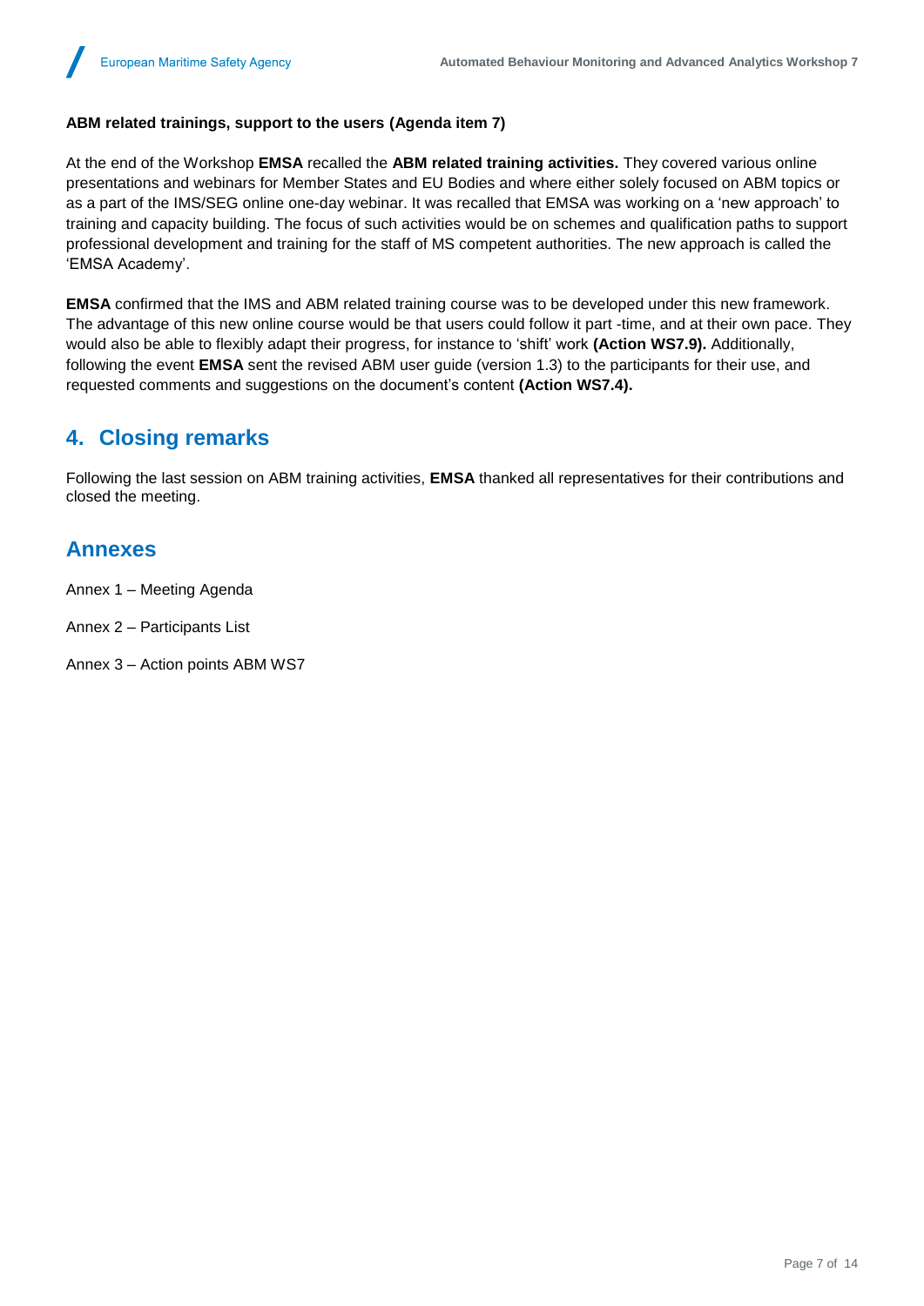**ABM related trainings, support to the users (Agenda item 7)**

At the end of the Workshop **EMSA** recalled the **ABM related training activities.** They covered various online presentations and webinars for Member States and EU Bodies and where either solely focused on ABM topics or as a part of the IMS/SEG online one-day webinar. It was recalled that EMSA was working on a 'new approach' to training and capacity building. The focus of such activities would be on schemes and qualification paths to support professional development and training for the staff of MS competent authorities. The new approach is called the 'EMSA Academy'.

**EMSA** confirmed that the IMS and ABM related training course was to be developed under this new framework. The advantage of this new online course would be that users could follow it part -time, and at their own pace. They would also be able to flexibly adapt their progress, for instance to 'shift' work **(Action WS7.9).** Additionally, following the event **EMSA** sent the revised ABM user guide (version 1.3) to the participants for their use, and requested comments and suggestions on the document's content **(Action WS7.4).**

## 4. Closing remarks

Following the last session on ABM training activities, **EMSA** thanked all representatives for their contributions and closed the meeting.

## Annexes

Annex 1 – Meeting Agenda

Annex 2 – Participants List

Annex 3 – Action points ABM WS7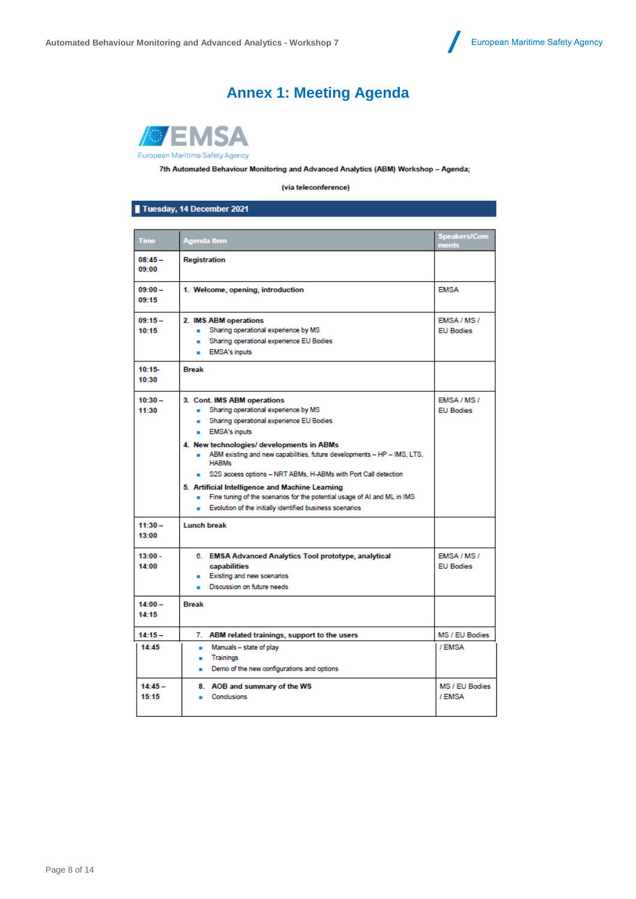# Annex 1: Meeting Agenda

European Maritime Safety Agency

**7th Automated Behaviour Monitoring and Advanced Analytics (ABM) Workshop – Agenda;**

**(via teleconference)**

**Tuesday, 14 December 2021**

| Time | Agenda Item | Speakers/Comments |
|---|---|---|
| **08:45 – 09:00** | **Registration** | |
| **09:00 – 09:15** | **1. Welcome, opening, introduction** | EMSA |
| **09:15 – 10:15** | **2. IMS ABM operations**<br>▪ Sharing operational experience by MS<br>▪ Sharing operational experience EU Bodies<br>▪ EMSA's inputs | EMSA / MS / EU Bodies |
| **10:15- 10:30** | **Break** | |
| **10:30 – 11:30** | **3. Cont. IMS ABM operations**<br>▪ Sharing operational experience by MS<br>▪ Sharing operational experience EU Bodies<br>▪ EMSA's inputs<br>**4. New technologies/ developments in ABMs**<br>▪ ABM existing and new capabilities, future developments – HP – IMS, LTS, HABMs<br>▪ S2S access options – NRT ABMs, H-ABMs with Port Call detection<br>**5. Artificial Intelligence and Machine Learning**<br>▪ Fine tuning of the scenarios for the potential usage of AI and ML in IMS<br>▪ Evolution of the initially identified business scenarios | EMSA / MS / EU Bodies |
| **11:30 – 13:00** | **Lunch break** | |
| **13:00 - 14:00** | **6. EMSA Advanced Analytics Tool prototype, analytical capabilities**<br>▪ Existing and new scenarios<br>▪ Discussion on future needs | EMSA / MS / EU Bodies |
| **14:00 – 14:15** | **Break** | |
| **14:15 – 14:45** | **7. ABM related trainings, support to the users**<br>▪ Manuals – state of play<br>▪ Trainings<br>▪ Demo of the new configurations and options | MS / EU Bodies / EMSA |
| **14:45 – 15:15** | **8. AOB and summary of the WS**<br>▪ Conclusions | MS / EU Bodies / EMSA |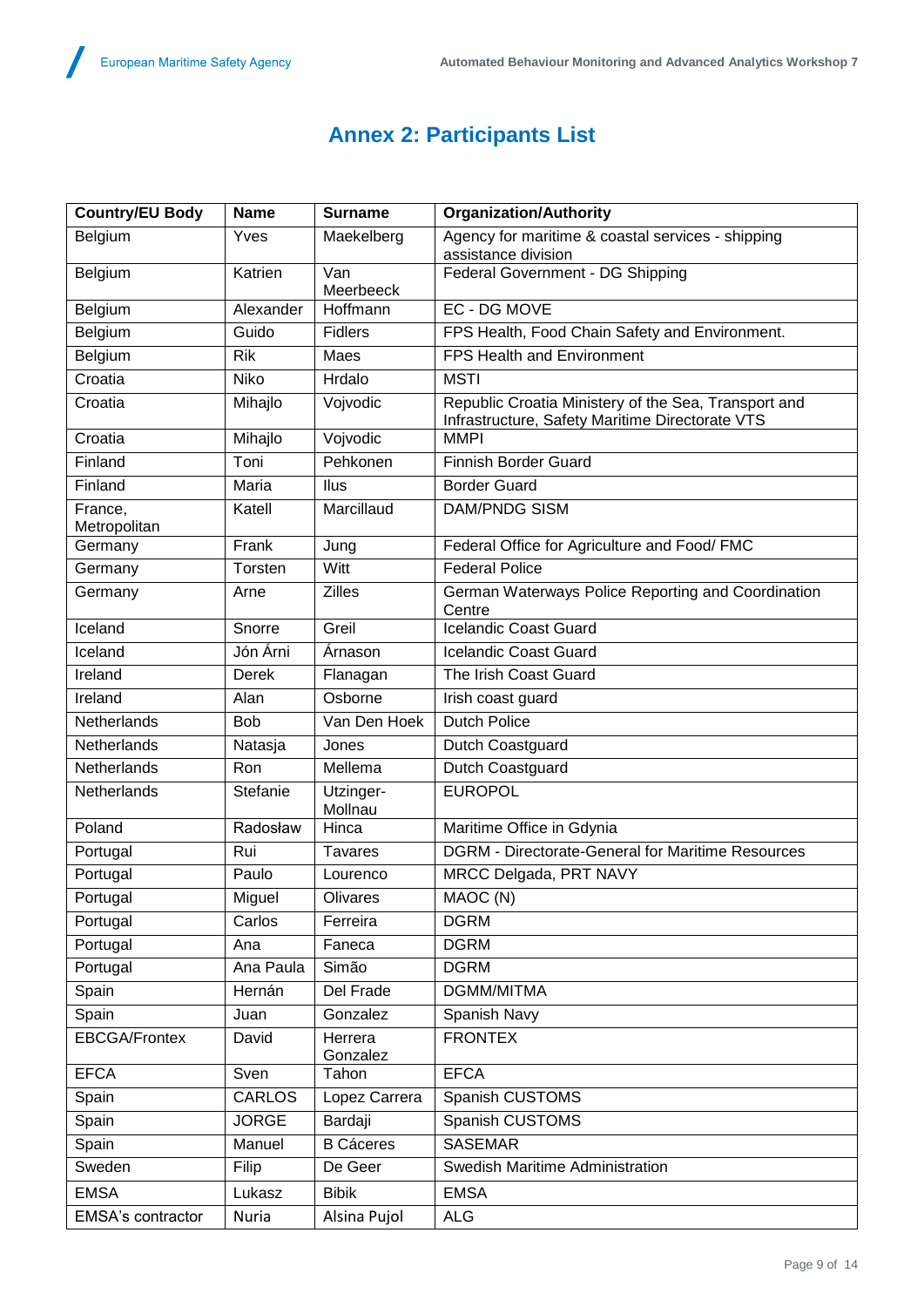## Annex 2: Participants List

| Country/EU Body | Name | Surname | Organization/Authority |
|---|---|---|---|
| Belgium | Yves | Maekelberg | Agency for maritime & coastal services - shipping assistance division |
| Belgium | Katrien | Van Meerbeeck | Federal Government - DG Shipping |
| Belgium | Alexander | Hoffmann | EC - DG MOVE |
| Belgium | Guido | Fidlers | FPS Health, Food Chain Safety and Environment. |
| Belgium | Rik | Maes | FPS Health and Environment |
| Croatia | Niko | Hrdalo | MSTI |
| Croatia | Mihajlo | Vojvodic | Republic Croatia Ministery of the Sea, Transport and Infrastructure, Safety Maritime Directorate VTS |
| Croatia | Mihajlo | Vojvodic | MMPI |
| Finland | Toni | Pehkonen | Finnish Border Guard |
| Finland | Maria | Ilus | Border Guard |
| France, Metropolitan | Katell | Marcillaud | DAM/PNDG SISM |
| Germany | Frank | Jung | Federal Office for Agriculture and Food/ FMC |
| Germany | Torsten | Witt | Federal Police |
| Germany | Arne | Zilles | German Waterways Police Reporting and Coordination Centre |
| Iceland | Snorre | Greil | Icelandic Coast Guard |
| Iceland | Jón Árni | Árnason | Icelandic Coast Guard |
| Ireland | Derek | Flanagan | The Irish Coast Guard |
| Ireland | Alan | Osborne | Irish coast guard |
| Netherlands | Bob | Van Den Hoek | Dutch Police |
| Netherlands | Natasja | Jones | Dutch Coastguard |
| Netherlands | Ron | Mellema | Dutch Coastguard |
| Netherlands | Stefanie | Utzinger-Mollnau | EUROPOL |
| Poland | Radosław | Hinca | Maritime Office in Gdynia |
| Portugal | Rui | Tavares | DGRM - Directorate-General for Maritime Resources |
| Portugal | Paulo | Lourenco | MRCC Delgada, PRT NAVY |
| Portugal | Miguel | Olivares | MAOC (N) |
| Portugal | Carlos | Ferreira | DGRM |
| Portugal | Ana | Faneca | DGRM |
| Portugal | Ana Paula | Simão | DGRM |
| Spain | Hernán | Del Frade | DGMM/MITMA |
| Spain | Juan | Gonzalez | Spanish Navy |
| EBCGA/Frontex | David | Herrera Gonzalez | FRONTEX |
| EFCA | Sven | Tahon | EFCA |
| Spain | CARLOS | Lopez Carrera | Spanish CUSTOMS |
| Spain | JORGE | Bardaji | Spanish CUSTOMS |
| Spain | Manuel | B Cáceres | SASEMAR |
| Sweden | Filip | De Geer | Swedish Maritime Administration |
| EMSA | Lukasz | Bibik | EMSA |
| EMSA's contractor | Nuria | Alsina Pujol | ALG |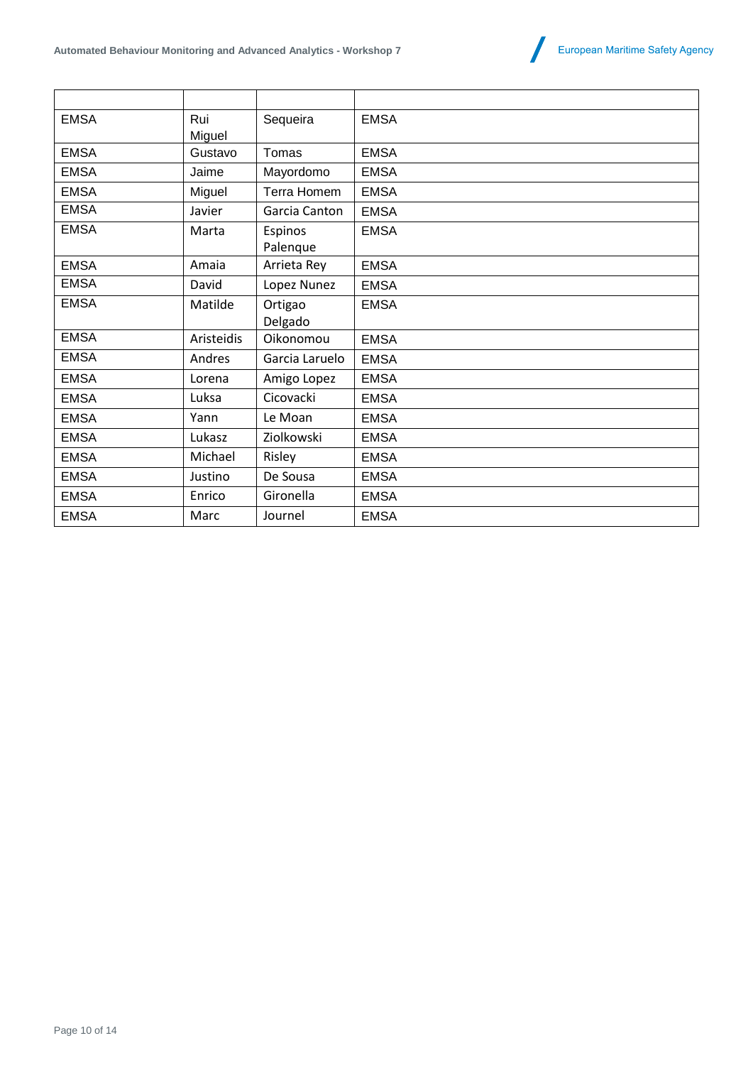| | | | |
|---|---|---|---|
| EMSA | Rui Miguel | Sequeira | EMSA |
| EMSA | Gustavo | Tomas | EMSA |
| EMSA | Jaime | Mayordomo | EMSA |
| EMSA | Miguel | Terra Homem | EMSA |
| EMSA | Javier | Garcia Canton | EMSA |
| EMSA | Marta | Espinos Palenque | EMSA |
| EMSA | Amaia | Arrieta Rey | EMSA |
| EMSA | David | Lopez Nunez | EMSA |
| EMSA | Matilde | Ortigao Delgado | EMSA |
| EMSA | Aristeidis | Oikonomou | EMSA |
| EMSA | Andres | Garcia Laruelo | EMSA |
| EMSA | Lorena | Amigo Lopez | EMSA |
| EMSA | Luksa | Cicovacki | EMSA |
| EMSA | Yann | Le Moan | EMSA |
| EMSA | Lukasz | Ziolkowski | EMSA |
| EMSA | Michael | Risley | EMSA |
| EMSA | Justino | De Sousa | EMSA |
| EMSA | Enrico | Gironella | EMSA |
| EMSA | Marc | Journel | EMSA |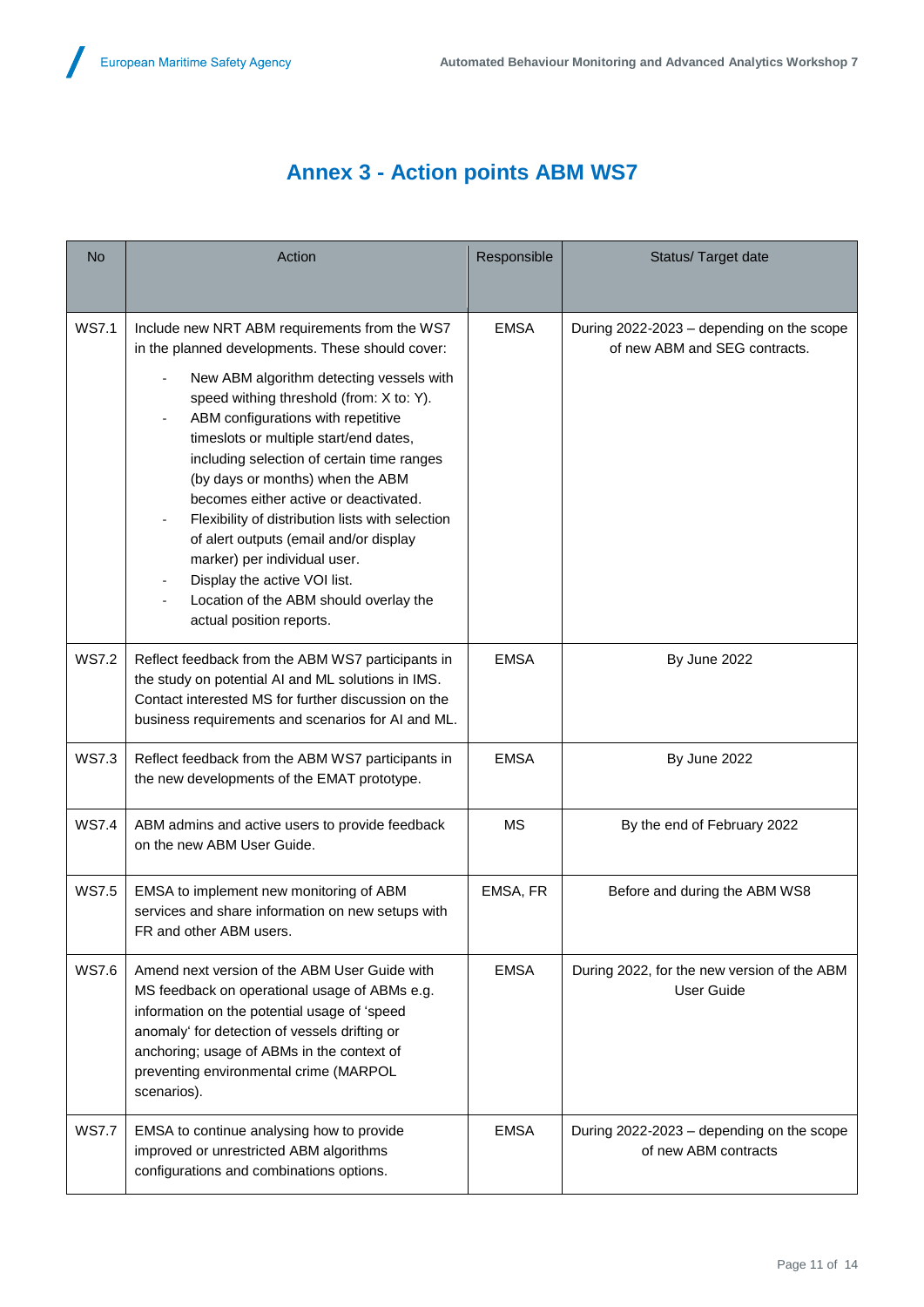# Annex 3 - Action points ABM WS7

| No | Action | Responsible | Status/ Target date |
|---|---|---|---|
| WS7.1 | Include new NRT ABM requirements from the WS7 in the planned developments. These should cover:<br>- New ABM algorithm detecting vessels with speed withing threshold (from: X to: Y).<br>- ABM configurations with repetitive timeslots or multiple start/end dates, including selection of certain time ranges (by days or months) when the ABM becomes either active or deactivated.<br>- Flexibility of distribution lists with selection of alert outputs (email and/or display marker) per individual user.<br>- Display the active VOI list.<br>- Location of the ABM should overlay the actual position reports. | EMSA | During 2022-2023 – depending on the scope of new ABM and SEG contracts. |
| WS7.2 | Reflect feedback from the ABM WS7 participants in the study on potential AI and ML solutions in IMS. Contact interested MS for further discussion on the business requirements and scenarios for AI and ML. | EMSA | By June 2022 |
| WS7.3 | Reflect feedback from the ABM WS7 participants in the new developments of the EMAT prototype. | EMSA | By June 2022 |
| WS7.4 | ABM admins and active users to provide feedback on the new ABM User Guide. | MS | By the end of February 2022 |
| WS7.5 | EMSA to implement new monitoring of ABM services and share information on new setups with FR and other ABM users. | EMSA, FR | Before and during the ABM WS8 |
| WS7.6 | Amend next version of the ABM User Guide with MS feedback on operational usage of ABMs e.g. information on the potential usage of 'speed anomaly' for detection of vessels drifting or anchoring; usage of ABMs in the context of preventing environmental crime (MARPOL scenarios). | EMSA | During 2022, for the new version of the ABM User Guide |
| WS7.7 | EMSA to continue analysing how to provide improved or unrestricted ABM algorithms configurations and combinations options. | EMSA | During 2022-2023 – depending on the scope of new ABM contracts |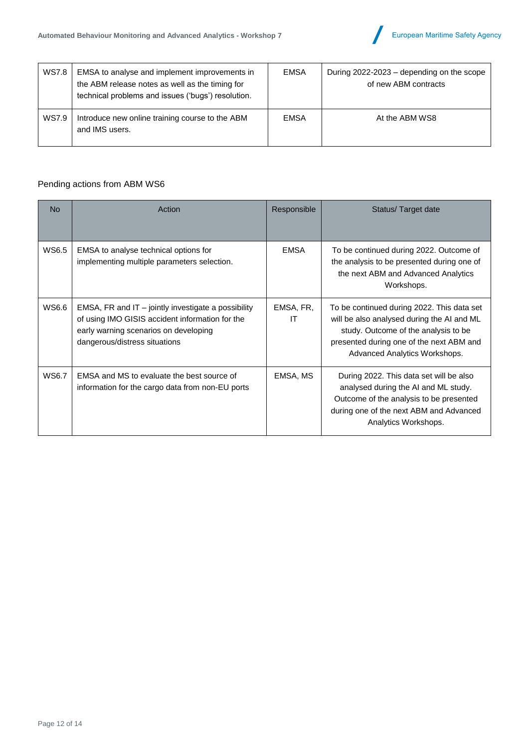| | | | |
|---|---|---|---|
| WS7.8 | EMSA to analyse and implement improvements in the ABM release notes as well as the timing for technical problems and issues ('bugs') resolution. | EMSA | During 2022-2023 – depending on the scope of new ABM contracts |
| WS7.9 | Introduce new online training course to the ABM and IMS users. | EMSA | At the ABM WS8 |

Pending actions from ABM WS6

| No | Action | Responsible | Status/ Target date |
|---|---|---|---|
| WS6.5 | EMSA to analyse technical options for implementing multiple parameters selection. | EMSA | To be continued during 2022. Outcome of the analysis to be presented during one of the next ABM and Advanced Analytics Workshops. |
| WS6.6 | EMSA, FR and IT – jointly investigate a possibility of using IMO GISIS accident information for the early warning scenarios on developing dangerous/distress situations | EMSA, FR, IT | To be continued during 2022. This data set will be also analysed during the AI and ML study. Outcome of the analysis to be presented during one of the next ABM and Advanced Analytics Workshops. |
| WS6.7 | EMSA and MS to evaluate the best source of information for the cargo data from non-EU ports | EMSA, MS | During 2022. This data set will be also analysed during the AI and ML study. Outcome of the analysis to be presented during one of the next ABM and Advanced Analytics Workshops. |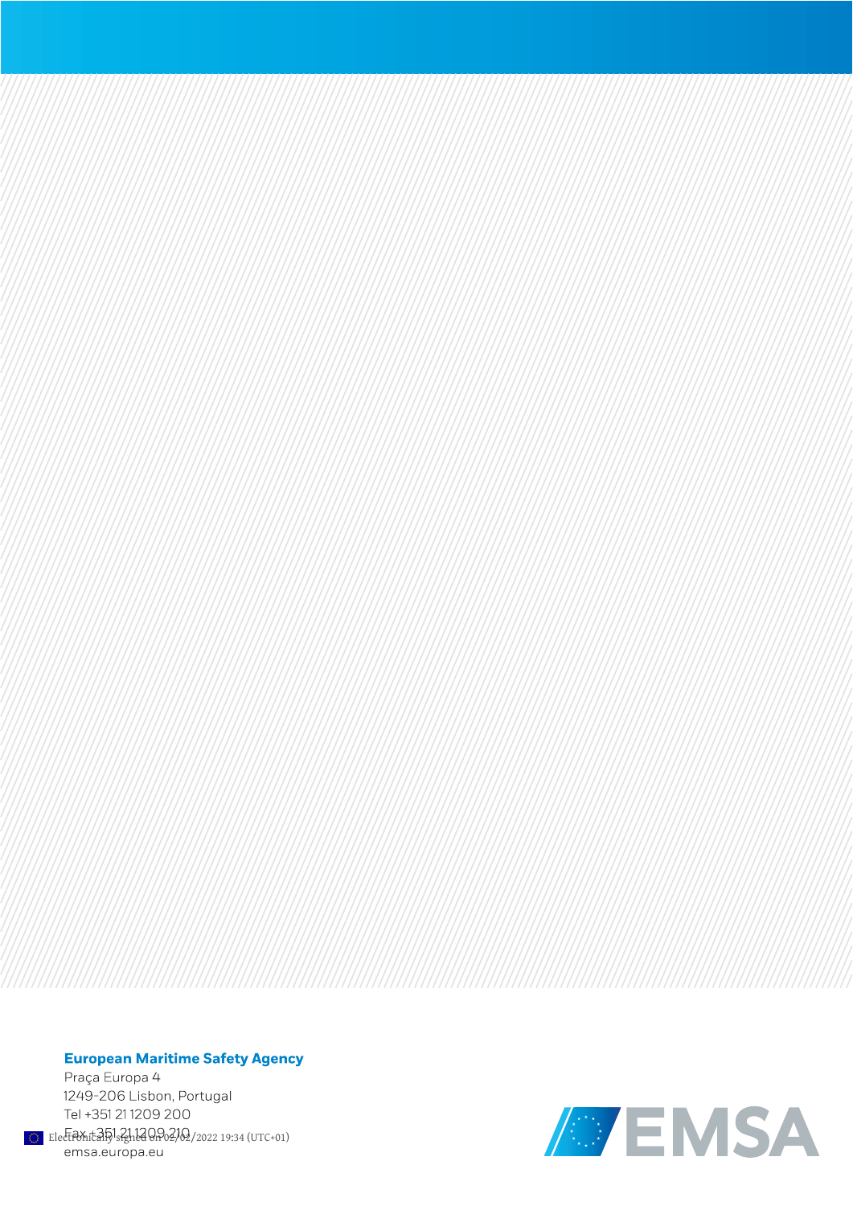**European Maritime Safety Agency**

Praça Europa 4
1249-206 Lisbon, Portugal
Tel +351 21 1209 200
Fax +351 21 1209 210
emsa.europa.eu

Electronically signed on 02/02/2022 19:34 (UTC+01)